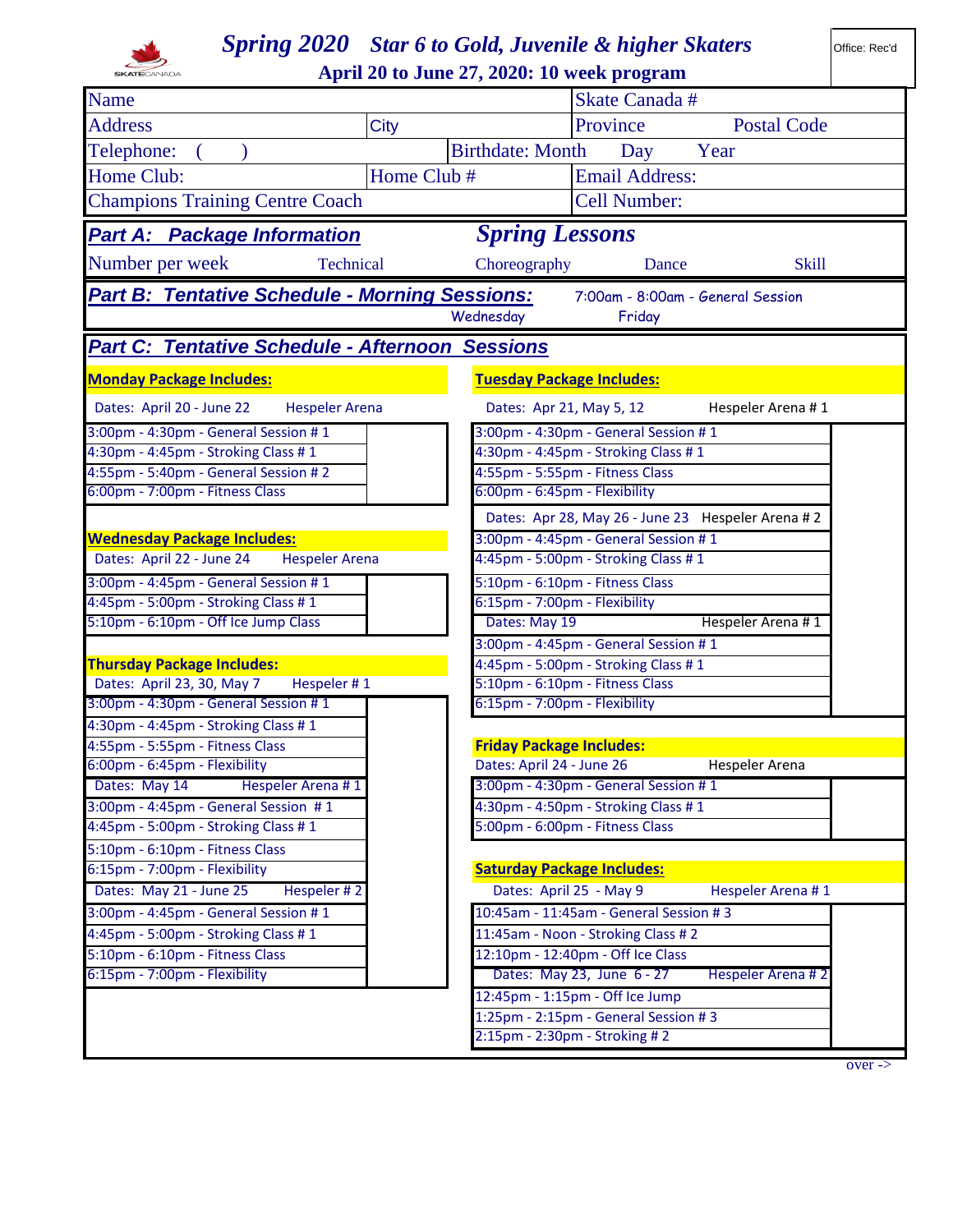# Spring 2020 Star 6 to Gold, Juvenile & higher Skaters

**April 20 to June 27, 2020: 10 week program**

Office: Rec'd

| Name | | Skate Canada # | |
|---|---|---|---|
| Address | City | Province | Postal Code |
| Telephone: ( ) | Birthdate: Month Day Year | | |
| Home Club: | Home Club # | Email Address: | |
| Champions Training Centre Coach | | Cell Number: | |

## Part A: Package Information — *Spring Lessons*

| Number per week | Technical | Choreography | Dance | Skill |
|---|---|---|---|---|

## Part B: Tentative Schedule - Morning Sessions:

7:00am - 8:00am - General Session

Wednesday | Friday

## Part C: Tentative Schedule - Afternoon Sessions

**Monday Package Includes:**

Dates: April 20 - June 22 — Hespeler Arena

- 3:00pm - 4:30pm - General Session # 1
- 4:30pm - 4:45pm - Stroking Class # 1
- 4:55pm - 5:40pm - General Session # 2
- 6:00pm - 7:00pm - Fitness Class

**Wednesday Package Includes:**

Dates: April 22 - June 24 — Hespeler Arena

- 3:00pm - 4:45pm - General Session # 1
- 4:45pm - 5:00pm - Stroking Class # 1
- 5:10pm - 6:10pm - Off Ice Jump Class

**Thursday Package Includes:**

Dates: April 23, 30, May 7 — Hespeler # 1

- 3:00pm - 4:30pm - General Session # 1
- 4:30pm - 4:45pm - Stroking Class # 1
- 4:55pm - 5:55pm - Fitness Class
- 6:00pm - 6:45pm - Flexibility

Dates: May 14 — Hespeler Arena # 1

- 3:00pm - 4:45pm - General Session # 1
- 4:45pm - 5:00pm - Stroking Class # 1
- 5:10pm - 6:10pm - Fitness Class
- 6:15pm - 7:00pm - Flexibility

Dates: May 21 - June 25 — Hespeler # 2

- 3:00pm - 4:45pm - General Session # 1
- 4:45pm - 5:00pm - Stroking Class # 1
- 5:10pm - 6:10pm - Fitness Class
- 6:15pm - 7:00pm - Flexibility

**Tuesday Package Includes:**

Dates: Apr 21, May 5, 12 — Hespeler Arena # 1

- 3:00pm - 4:30pm - General Session # 1
- 4:30pm - 4:45pm - Stroking Class # 1
- 4:55pm - 5:55pm - Fitness Class
- 6:00pm - 6:45pm - Flexibility

Dates: Apr 28, May 26 - June 23 — Hespeler Arena # 2

- 3:00pm - 4:45pm - General Session # 1
- 4:45pm - 5:00pm - Stroking Class # 1
- 5:10pm - 6:10pm - Fitness Class
- 6:15pm - 7:00pm - Flexibility

Dates: May 19 — Hespeler Arena # 1

- 3:00pm - 4:45pm - General Session # 1
- 4:45pm - 5:00pm - Stroking Class # 1
- 5:10pm - 6:10pm - Fitness Class
- 6:15pm - 7:00pm - Flexibility

**Friday Package Includes:**

Dates: April 24 - June 26 — Hespeler Arena

- 3:00pm - 4:30pm - General Session # 1
- 4:30pm - 4:50pm - Stroking Class # 1
- 5:00pm - 6:00pm - Fitness Class

**Saturday Package Includes:**

Dates: April 25 - May 9 — Hespeler Arena # 1

- 10:45am - 11:45am - General Session # 3
- 11:45am - Noon - Stroking Class # 2
- 12:10pm - 12:40pm - Off Ice Class

Dates: May 23, June 6 - 27 — Hespeler Arena # 2

- 12:45pm - 1:15pm - Off Ice Jump
- 1:25pm - 2:15pm - General Session # 3
- 2:15pm - 2:30pm - Stroking # 2

over ->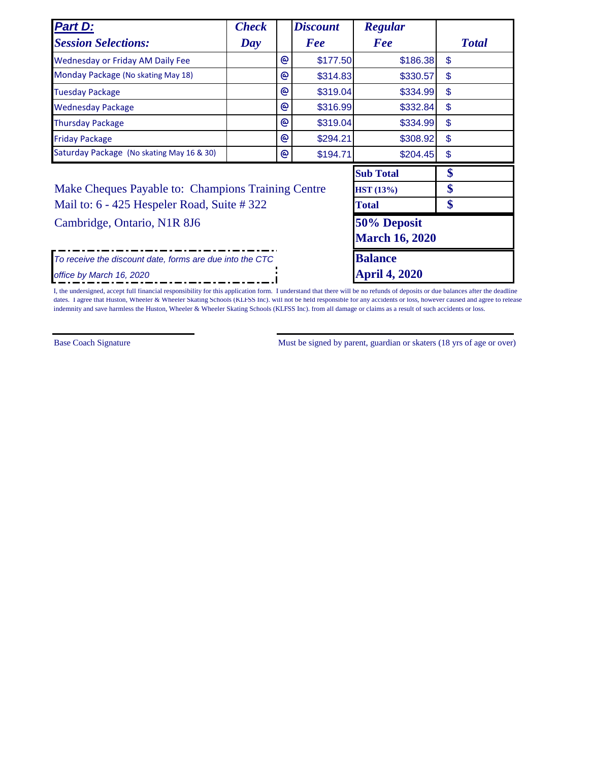| ***Part D:*** ***Session Selections:*** | ***Check Day*** | | ***Discount Fee*** | ***Regular Fee*** | ***Total*** |
|---|---|---|---|---|---|
| Wednesday or Friday AM Daily Fee | | @ | $177.50 | $186.38 | $ |
| Monday Package (No skating May 18) | | @ | $314.83 | $330.57 | $ |
| Tuesday Package | | @ | $319.04 | $334.99 | $ |
| Wednesday Package | | @ | $316.99 | $332.84 | $ |
| Thursday Package | | @ | $319.04 | $334.99 | $ |
| Friday Package | | @ | $294.21 | $308.92 | $ |
| Saturday Package (No skating May 16 & 30) | | @ | $194.71 | $204.45 | $ |
| | | | | **Sub Total** | **$** |
| | | | | **HST (13%)** | **$** |
| | | | | **Total** | **$** |
| | | | | **50% Deposit March 16, 2020** | |
| | | | | **Balance April 4, 2020** | |

Make Cheques Payable to: Champions Training Centre
Mail to: 6 - 425 Hespeler Road, Suite # 322
Cambridge, Ontario, N1R 8J6

*To receive the discount date, forms are due into the CTC office by March 16, 2020*

I, the undersigned, accept full financial responsibility for this application form. I understand that there will be no refunds of deposits or due balances after the deadline dates. I agree that Huston, Wheeler & Wheeler Skating Schools (KLFSS Inc). will not be held responsible for any accidents or loss, however caused and agree to release indemnity and save harmless the Huston, Wheeler & Wheeler Skating Schools (KLFSS Inc). from all damage or claims as a result of such accidents or loss.

Base Coach Signature

Must be signed by parent, guardian or skaters (18 yrs of age or over)